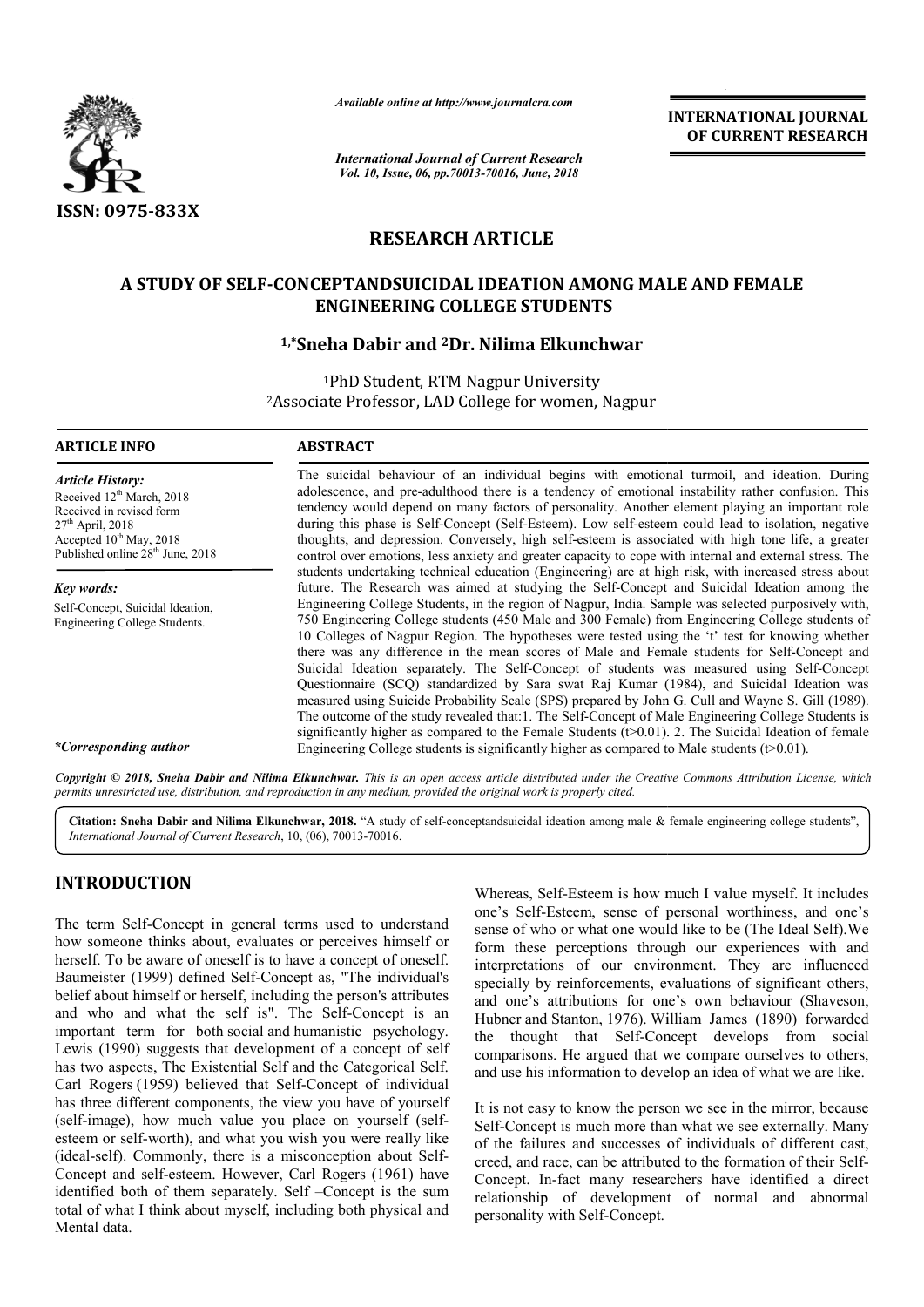**ISSN: 0975-833X**

*Available online at http://www.journalcra.com*

*International Journal of Current Research*
*Vol. 10, Issue, 06, pp.70013-70016, June, 2018*

**INTERNATIONAL JOURNAL OF CURRENT RESEARCH**

# RESEARCH ARTICLE

## A STUDY OF SELF-CONCEPTANDSUICIDAL IDEATION AMONG MALE AND FEMALE ENGINEERING COLLEGE STUDENTS

**[1,*]Sneha Dabir and [2]Dr. Nilima Elkunchwar**

[1]PhD Student, RTM Nagpur University

[2]Associate Professor, LAD College for women, Nagpur

### ARTICLE INFO

*Article History:*

Received 12[th] March, 2018
Received in revised form
27[th] April, 2018
Accepted 10[th] May, 2018
Published online 28[th] June, 2018

*Key words:*

Self-Concept, Suicidal Ideation, Engineering College Students.

*\*Corresponding author*

### ABSTRACT

The suicidal behaviour of an individual begins with emotional turmoil, and ideation. During adolescence, and pre-adulthood there is a tendency of emotional instability rather confusion. This tendency would depend on many factors of personality. Another element playing an important role during this phase is Self-Concept (Self-Esteem). Low self-esteem could lead to isolation, negative thoughts, and depression. Conversely, high self-esteem is associated with high tone life, a greater control over emotions, less anxiety and greater capacity to cope with internal and external stress. The students undertaking technical education (Engineering) are at high risk, with increased stress about future. The Research was aimed at studying the Self-Concept and Suicidal Ideation among the Engineering College Students, in the region of Nagpur, India. Sample was selected purposively with, 750 Engineering College students (450 Male and 300 Female) from Engineering College students of 10 Colleges of Nagpur Region. The hypotheses were tested using the 't' test for knowing whether there was any difference in the mean scores of Male and Female students for Self-Concept and Suicidal Ideation separately. The Self-Concept of students was measured using Self-Concept Questionnaire (SCQ) standardized by Sara swat Raj Kumar (1984), and Suicidal Ideation was measured using Suicide Probability Scale (SPS) prepared by John G. Cull and Wayne S. Gill (1989). The outcome of the study revealed that:1. The Self-Concept of Male Engineering College Students is significantly higher as compared to the Female Students ($t>0.01$). 2. The Suicidal Ideation of female Engineering College students is significantly higher as compared to Male students ($t>0.01$).

*Copyright © 2018, Sneha Dabir and Nilima Elkunchwar. This is an open access article distributed under the Creative Commons Attribution License, which permits unrestricted use, distribution, and reproduction in any medium, provided the original work is properly cited.*

**Citation: Sneha Dabir and Nilima Elkunchwar, 2018.** "A study of self-conceptandsuicidal ideation among male & female engineering college students", *International Journal of Current Research*, 10, (06), 70013-70016.

# INTRODUCTION

The term Self-Concept in general terms used to understand how someone thinks about, evaluates or perceives himself or herself. To be aware of oneself is to have a concept of oneself. Baumeister (1999) defined Self-Concept as, "The individual's belief about himself or herself, including the person's attributes and who and what the self is". The Self-Concept is an important term for both social and humanistic psychology. Lewis (1990) suggests that development of a concept of self has two aspects, The Existential Self and the Categorical Self. Carl Rogers (1959) believed that Self-Concept of individual has three different components, the view you have of yourself (self-image), how much value you place on yourself (self-esteem or self-worth), and what you wish you were really like (ideal-self). Commonly, there is a misconception about Self-Concept and self-esteem. However, Carl Rogers (1961) have identified both of them separately. Self –Concept is the sum total of what I think about myself, including both physical and Mental data.

Whereas, Self-Esteem is how much I value myself. It includes one's Self-Esteem, sense of personal worthiness, and one's sense of who or what one would like to be (The Ideal Self).We form these perceptions through our experiences with and interpretations of our environment. They are influenced specially by reinforcements, evaluations of significant others, and one's attributions for one's own behaviour (Shaveson, Hubner and Stanton, 1976). William James (1890) forwarded the thought that Self-Concept develops from social comparisons. He argued that we compare ourselves to others, and use his information to develop an idea of what we are like.

It is not easy to know the person we see in the mirror, because Self-Concept is much more than what we see externally. Many of the failures and successes of individuals of different cast, creed, and race, can be attributed to the formation of their Self-Concept. In-fact many researchers have identified a direct relationship of development of normal and abnormal personality with Self-Concept.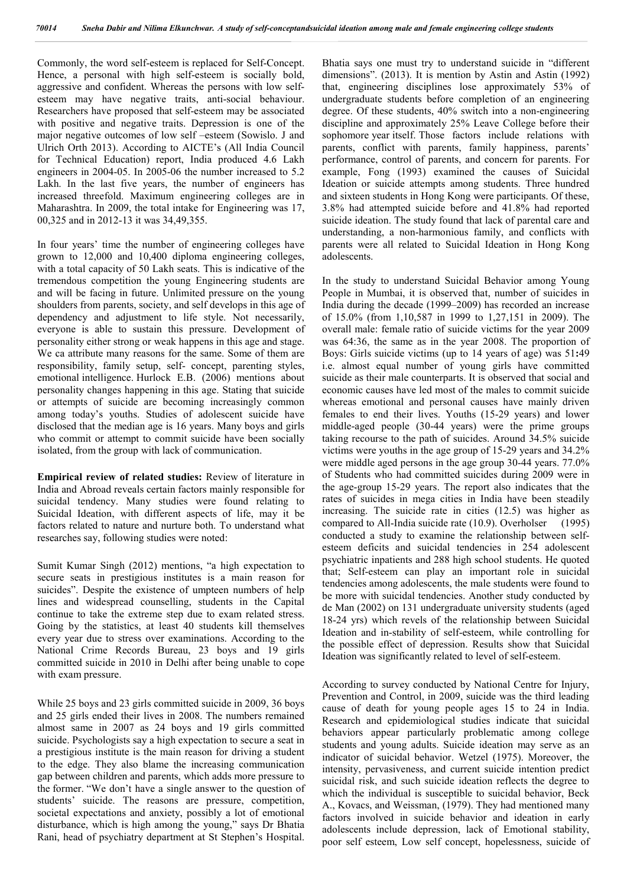Commonly, the word self-esteem is replaced for Self-Concept. Hence, a personal with high self-esteem is socially bold, aggressive and confident. Whereas the persons with low self-esteem may have negative traits, anti-social behaviour. Researchers have proposed that self-esteem may be associated with positive and negative traits. Depression is one of the major negative outcomes of low self –esteem (Sowislo. J and Ulrich Orth 2013). According to AICTE's (All India Council for Technical Education) report, India produced 4.6 Lakh engineers in 2004-05. In 2005-06 the number increased to 5.2 Lakh. In the last five years, the number of engineers has increased threefold. Maximum engineering colleges are in Maharashtra. In 2009, the total intake for Engineering was 17, 00,325 and in 2012-13 it was 34,49,355.

In four years' time the number of engineering colleges have grown to 12,000 and 10,400 diploma engineering colleges, with a total capacity of 50 Lakh seats. This is indicative of the tremendous competition the young Engineering students are and will be facing in future. Unlimited pressure on the young shoulders from parents, society, and self develops in this age of dependency and adjustment to life style. Not necessarily, everyone is able to sustain this pressure. Development of personality either strong or weak happens in this age and stage. We ca attribute many reasons for the same. Some of them are responsibility, family setup, self- concept, parenting styles, emotional intelligence. Hurlock E.B. (2006) mentions about personality changes happening in this age. Stating that suicide or attempts of suicide are becoming increasingly common among today's youths. Studies of adolescent suicide have disclosed that the median age is 16 years. Many boys and girls who commit or attempt to commit suicide have been socially isolated, from the group with lack of communication.

**Empirical review of related studies:** Review of literature in India and Abroad reveals certain factors mainly responsible for suicidal tendency. Many studies were found relating to Suicidal Ideation, with different aspects of life, may it be factors related to nature and nurture both. To understand what researches say, following studies were noted:

Sumit Kumar Singh (2012) mentions, "a high expectation to secure seats in prestigious institutes is a main reason for suicides". Despite the existence of umpteen numbers of help lines and widespread counselling, students in the Capital continue to take the extreme step due to exam related stress. Going by the statistics, at least 40 students kill themselves every year due to stress over examinations. According to the National Crime Records Bureau, 23 boys and 19 girls committed suicide in 2010 in Delhi after being unable to cope with exam pressure.

While 25 boys and 23 girls committed suicide in 2009, 36 boys and 25 girls ended their lives in 2008. The numbers remained almost same in 2007 as 24 boys and 19 girls committed suicide. Psychologists say a high expectation to secure a seat in a prestigious institute is the main reason for driving a student to the edge. They also blame the increasing communication gap between children and parents, which adds more pressure to the former. "We don't have a single answer to the question of students' suicide. The reasons are pressure, competition, societal expectations and anxiety, possibly a lot of emotional disturbance, which is high among the young," says Dr Bhatia Rani, head of psychiatry department at St Stephen's Hospital. Bhatia says one must try to understand suicide in "different dimensions". (2013). It is mention by Astin and Astin (1992) that, engineering disciplines lose approximately 53% of undergraduate students before completion of an engineering degree. Of these students, 40% switch into a non-engineering discipline and approximately 25% Leave College before their sophomore year itself. Those factors include relations with parents, conflict with parents, family happiness, parents' performance, control of parents, and concern for parents. For example, Fong (1993) examined the causes of Suicidal Ideation or suicide attempts among students. Three hundred and sixteen students in Hong Kong were participants. Of these, 3.8% had attempted suicide before and 41.8% had reported suicide ideation. The study found that lack of parental care and understanding, a non-harmonious family, and conflicts with parents were all related to Suicidal Ideation in Hong Kong adolescents.

In the study to understand Suicidal Behavior among Young People in Mumbai, it is observed that, number of suicides in India during the decade (1999–2009) has recorded an increase of 15.0% (from 1,10,587 in 1999 to 1,27,151 in 2009). The overall male: female ratio of suicide victims for the year 2009 was 64:36, the same as in the year 2008. The proportion of Boys: Girls suicide victims (up to 14 years of age) was 51**:**49 i.e. almost equal number of young girls have committed suicide as their male counterparts. It is observed that social and economic causes have led most of the males to commit suicide whereas emotional and personal causes have mainly driven females to end their lives. Youths (15-29 years) and lower middle-aged people (30-44 years) were the prime groups taking recourse to the path of suicides. Around 34.5% suicide victims were youths in the age group of 15-29 years and 34.2% were middle aged persons in the age group 30-44 years. 77.0% of Students who had committed suicides during 2009 were in the age-group 15-29 years. The report also indicates that the rates of suicides in mega cities in India have been steadily increasing. The suicide rate in cities (12.5) was higher as compared to All-India suicide rate (10.9). Overholser (1995) conducted a study to examine the relationship between self-esteem deficits and suicidal tendencies in 254 adolescent psychiatric inpatients and 288 high school students. He quoted that; Self-esteem can play an important role in suicidal tendencies among adolescents, the male students were found to be more with suicidal tendencies. Another study conducted by de Man (2002) on 131 undergraduate university students (aged 18-24 yrs) which revels of the relationship between Suicidal Ideation and in-stability of self-esteem, while controlling for the possible effect of depression. Results show that Suicidal Ideation was significantly related to level of self-esteem.

According to survey conducted by National Centre for Injury, Prevention and Control, in 2009, suicide was the third leading cause of death for young people ages 15 to 24 in India. Research and epidemiological studies indicate that suicidal behaviors appear particularly problematic among college students and young adults. Suicide ideation may serve as an indicator of suicidal behavior. Wetzel (1975). Moreover, the intensity, pervasiveness, and current suicide intention predict suicidal risk, and such suicide ideation reflects the degree to which the individual is susceptible to suicidal behavior, Beck A., Kovacs, and Weissman, (1979). They had mentioned many factors involved in suicide behavior and ideation in early adolescents include depression, lack of Emotional stability, poor self esteem, Low self concept, hopelessness, suicide of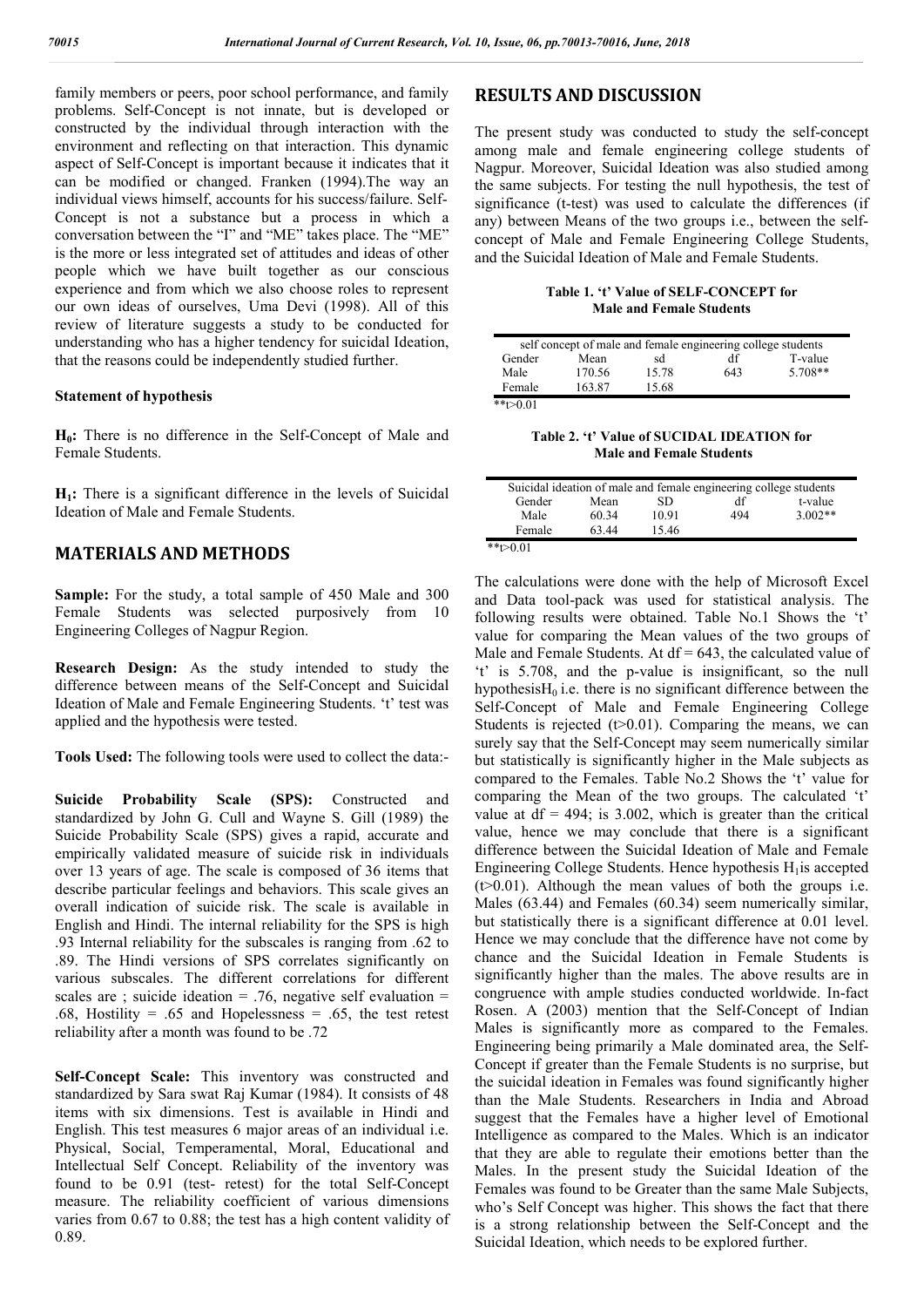family members or peers, poor school performance, and family problems. Self-Concept is not innate, but is developed or constructed by the individual through interaction with the environment and reflecting on that interaction. This dynamic aspect of Self-Concept is important because it indicates that it can be modified or changed. Franken (1994).The way an individual views himself, accounts for his success/failure. Self-Concept is not a substance but a process in which a conversation between the "I" and "ME" takes place. The "ME" is the more or less integrated set of attitudes and ideas of other people which we have built together as our conscious experience and from which we also choose roles to represent our own ideas of ourselves, Uma Devi (1998). All of this review of literature suggests a study to be conducted for understanding who has a higher tendency for suicidal Ideation, that the reasons could be independently studied further.

**Statement of hypothesis**

**$H_0$:** There is no difference in the Self-Concept of Male and Female Students.

**$H_1$:** There is a significant difference in the levels of Suicidal Ideation of Male and Female Students.

## MATERIALS AND METHODS

**Sample:** For the study, a total sample of 450 Male and 300 Female Students was selected purposively from 10 Engineering Colleges of Nagpur Region.

**Research Design:** As the study intended to study the difference between means of the Self-Concept and Suicidal Ideation of Male and Female Engineering Students. 't' test was applied and the hypothesis were tested.

**Tools Used:** The following tools were used to collect the data:-

**Suicide Probability Scale (SPS):** Constructed and standardized by John G. Cull and Wayne S. Gill (1989) the Suicide Probability Scale (SPS) gives a rapid, accurate and empirically validated measure of suicide risk in individuals over 13 years of age. The scale is composed of 36 items that describe particular feelings and behaviors. This scale gives an overall indication of suicide risk. The scale is available in English and Hindi. The internal reliability for the SPS is high .93 Internal reliability for the subscales is ranging from .62 to .89. The Hindi versions of SPS correlates significantly on various subscales. The different correlations for different scales are ; suicide ideation = .76, negative self evaluation = .68, Hostility = .65 and Hopelessness = .65, the test retest reliability after a month was found to be .72

**Self-Concept Scale:** This inventory was constructed and standardized by Sara swat Raj Kumar (1984). It consists of 48 items with six dimensions. Test is available in Hindi and English. This test measures 6 major areas of an individual i.e. Physical, Social, Temperamental, Moral, Educational and Intellectual Self Concept. Reliability of the inventory was found to be 0.91 (test- retest) for the total Self-Concept measure. The reliability coefficient of various dimensions varies from 0.67 to 0.88; the test has a high content validity of 0.89.

## RESULTS AND DISCUSSION

The present study was conducted to study the self-concept among male and female engineering college students of Nagpur. Moreover, Suicidal Ideation was also studied among the same subjects. For testing the null hypothesis, the test of significance (t-test) was used to calculate the differences (if any) between Means of the two groups i.e., between the self-concept of Male and Female Engineering College Students, and the Suicidal Ideation of Male and Female Students.

**Table 1. 't' Value of SELF-CONCEPT for Male and Female Students**

| self concept of male and female engineering college students | | | | |
|---|---|---|---|---|
| Gender | Mean | sd | df | T-value |
| Male | 170.56 | 15.78 | 643 | 5.708** |
| Female | 163.87 | 15.68 | | |

**t>0.01

**Table 2. 't' Value of SUCIDAL IDEATION for Male and Female Students**

| Suicidal ideation of male and female engineering college students | | | | |
|---|---|---|---|---|
| Gender | Mean | SD | df | t-value |
| Male | 60.34 | 10.91 | 494 | 3.002** |
| Female | 63.44 | 15.46 | | |

**t>0.01

The calculations were done with the help of Microsoft Excel and Data tool-pack was used for statistical analysis. The following results were obtained. Table No.1 Shows the 't' value for comparing the Mean values of the two groups of Male and Female Students. At df = 643, the calculated value of 't' is 5.708, and the p-value is insignificant, so the null hypothesis$H_0$ i.e. there is no significant difference between the Self-Concept of Male and Female Engineering College Students is rejected (t>0.01). Comparing the means, we can surely say that the Self-Concept may seem numerically similar but statistically is significantly higher in the Male subjects as compared to the Females. Table No.2 Shows the 't' value for comparing the Mean of the two groups. The calculated 't' value at df = 494; is 3.002, which is greater than the critical value, hence we may conclude that there is a significant difference between the Suicidal Ideation of Male and Female Engineering College Students. Hence hypothesis $H_1$is accepted (t>0.01). Although the mean values of both the groups i.e. Males (63.44) and Females (60.34) seem numerically similar, but statistically there is a significant difference at 0.01 level. Hence we may conclude that the difference have not come by chance and the Suicidal Ideation in Female Students is significantly higher than the males. The above results are in congruence with ample studies conducted worldwide. In-fact Rosen. A (2003) mention that the Self-Concept of Indian Males is significantly more as compared to the Females. Engineering being primarily a Male dominated area, the Self-Concept if greater than the Female Students is no surprise, but the suicidal ideation in Females was found significantly higher than the Male Students. Researchers in India and Abroad suggest that the Females have a higher level of Emotional Intelligence as compared to the Males. Which is an indicator that they are able to regulate their emotions better than the Males. In the present study the Suicidal Ideation of the Females was found to be Greater than the same Male Subjects, who's Self Concept was higher. This shows the fact that there is a strong relationship between the Self-Concept and the Suicidal Ideation, which needs to be explored further.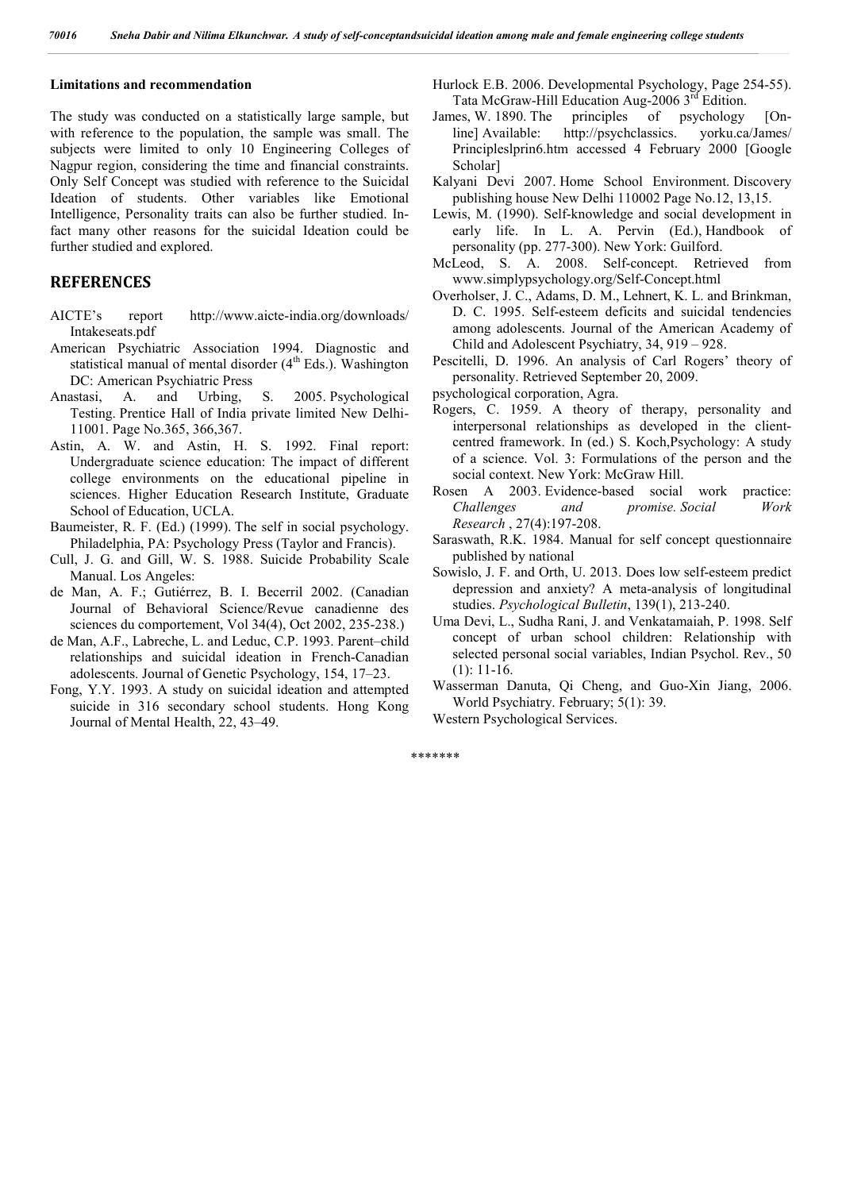#### Limitations and recommendation

The study was conducted on a statistically large sample, but with reference to the population, the sample was small. The subjects were limited to only 10 Engineering Colleges of Nagpur region, considering the time and financial constraints. Only Self Concept was studied with reference to the Suicidal Ideation of students. Other variables like Emotional Intelligence, Personality traits can also be further studied. In-fact many other reasons for the suicidal Ideation could be further studied and explored.

## REFERENCES

AICTE's report http://www.aicte-india.org/downloads/Intakeseats.pdf

American Psychiatric Association 1994. Diagnostic and statistical manual of mental disorder (4th Eds.). Washington DC: American Psychiatric Press

Anastasi, A. and Urbing, S. 2005. Psychological Testing. Prentice Hall of India private limited New Delhi-11001. Page No.365, 366,367.

Astin, A. W. and Astin, H. S. 1992. Final report: Undergraduate science education: The impact of different college environments on the educational pipeline in sciences. Higher Education Research Institute, Graduate School of Education, UCLA.

Baumeister, R. F. (Ed.) (1999). The self in social psychology. Philadelphia, PA: Psychology Press (Taylor and Francis).

Cull, J. G. and Gill, W. S. 1988. Suicide Probability Scale Manual. Los Angeles:

de Man, A. F.; Gutiérrez, B. I. Becerril 2002. (Canadian Journal of Behavioral Science/Revue canadienne des sciences du comportement, Vol 34(4), Oct 2002, 235-238.)

de Man, A.F., Labreche, L. and Leduc, C.P. 1993. Parent–child relationships and suicidal ideation in French-Canadian adolescents. Journal of Genetic Psychology, 154, 17–23.

Fong, Y.Y. 1993. A study on suicidal ideation and attempted suicide in 316 secondary school students. Hong Kong Journal of Mental Health, 22, 43–49.

Hurlock E.B. 2006. Developmental Psychology, Page 254-55). Tata McGraw-Hill Education Aug-2006 3rd Edition.

James, W. 1890. The principles of psychology [On-line] Available: http://psychclassics. yorku.ca/James/Principleslprin6.htm accessed 4 February 2000 [Google Scholar]

Kalyani Devi 2007. Home School Environment. Discovery publishing house New Delhi 110002 Page No.12, 13,15.

Lewis, M. (1990). Self-knowledge and social development in early life. In L. A. Pervin (Ed.), Handbook of personality (pp. 277-300). New York: Guilford.

McLeod, S. A. 2008. Self-concept. Retrieved from www.simplypsychology.org/Self-Concept.html

Overholser, J. C., Adams, D. M., Lehnert, K. L. and Brinkman, D. C. 1995. Self-esteem deficits and suicidal tendencies among adolescents. Journal of the American Academy of Child and Adolescent Psychiatry, 34, 919 – 928.

Pescitelli, D. 1996. An analysis of Carl Rogers' theory of personality. Retrieved September 20, 2009.

psychological corporation, Agra.

Rogers, C. 1959. A theory of therapy, personality and interpersonal relationships as developed in the client-centred framework. In (ed.) S. Koch,Psychology: A study of a science. Vol. 3: Formulations of the person and the social context. New York: McGraw Hill.

Rosen A 2003. Evidence-based social work practice: *Challenges and promise. Social Work Research* , 27(4):197-208.

Saraswath, R.K. 1984. Manual for self concept questionnaire published by national

Sowislo, J. F. and Orth, U. 2013. Does low self-esteem predict depression and anxiety? A meta-analysis of longitudinal studies. *Psychological Bulletin*, 139(1), 213-240.

Uma Devi, L., Sudha Rani, J. and Venkatamaiah, P. 1998. Self concept of urban school children: Relationship with selected personal social variables, Indian Psychol. Rev., 50 (1): 11-16.

Wasserman Danuta, Qi Cheng, and Guo-Xin Jiang, 2006. World Psychiatry. February; 5(1): 39.

Western Psychological Services.

\*\*\*\*\*\*\*